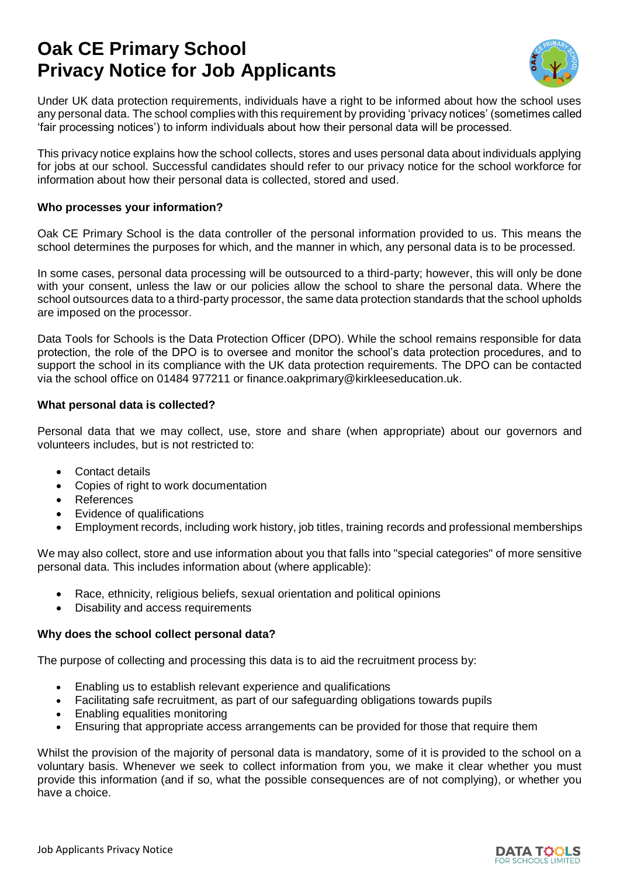# Oak CE Primary School
# Privacy Notice for Job Applicants

Under UK data protection requirements, individuals have a right to be informed about how the school uses any personal data. The school complies with this requirement by providing 'privacy notices' (sometimes called 'fair processing notices') to inform individuals about how their personal data will be processed.

This privacy notice explains how the school collects, stores and uses personal data about individuals applying for jobs at our school. Successful candidates should refer to our privacy notice for the school workforce for information about how their personal data is collected, stored and used.

**Who processes your information?**

Oak CE Primary School is the data controller of the personal information provided to us. This means the school determines the purposes for which, and the manner in which, any personal data is to be processed.

In some cases, personal data processing will be outsourced to a third-party; however, this will only be done with your consent, unless the law or our policies allow the school to share the personal data. Where the school outsources data to a third-party processor, the same data protection standards that the school upholds are imposed on the processor.

Data Tools for Schools is the Data Protection Officer (DPO). While the school remains responsible for data protection, the role of the DPO is to oversee and monitor the school's data protection procedures, and to support the school in its compliance with the UK data protection requirements. The DPO can be contacted via the school office on 01484 977211 or finance.oakprimary@kirkleeseducation.uk.

**What personal data is collected?**

Personal data that we may collect, use, store and share (when appropriate) about our governors and volunteers includes, but is not restricted to:

- Contact details
- Copies of right to work documentation
- References
- Evidence of qualifications
- Employment records, including work history, job titles, training records and professional memberships

We may also collect, store and use information about you that falls into "special categories" of more sensitive personal data. This includes information about (where applicable):

- Race, ethnicity, religious beliefs, sexual orientation and political opinions
- Disability and access requirements

**Why does the school collect personal data?**

The purpose of collecting and processing this data is to aid the recruitment process by:

- Enabling us to establish relevant experience and qualifications
- Facilitating safe recruitment, as part of our safeguarding obligations towards pupils
- Enabling equalities monitoring
- Ensuring that appropriate access arrangements can be provided for those that require them

Whilst the provision of the majority of personal data is mandatory, some of it is provided to the school on a voluntary basis. Whenever we seek to collect information from you, we make it clear whether you must provide this information (and if so, what the possible consequences are of not complying), or whether you have a choice.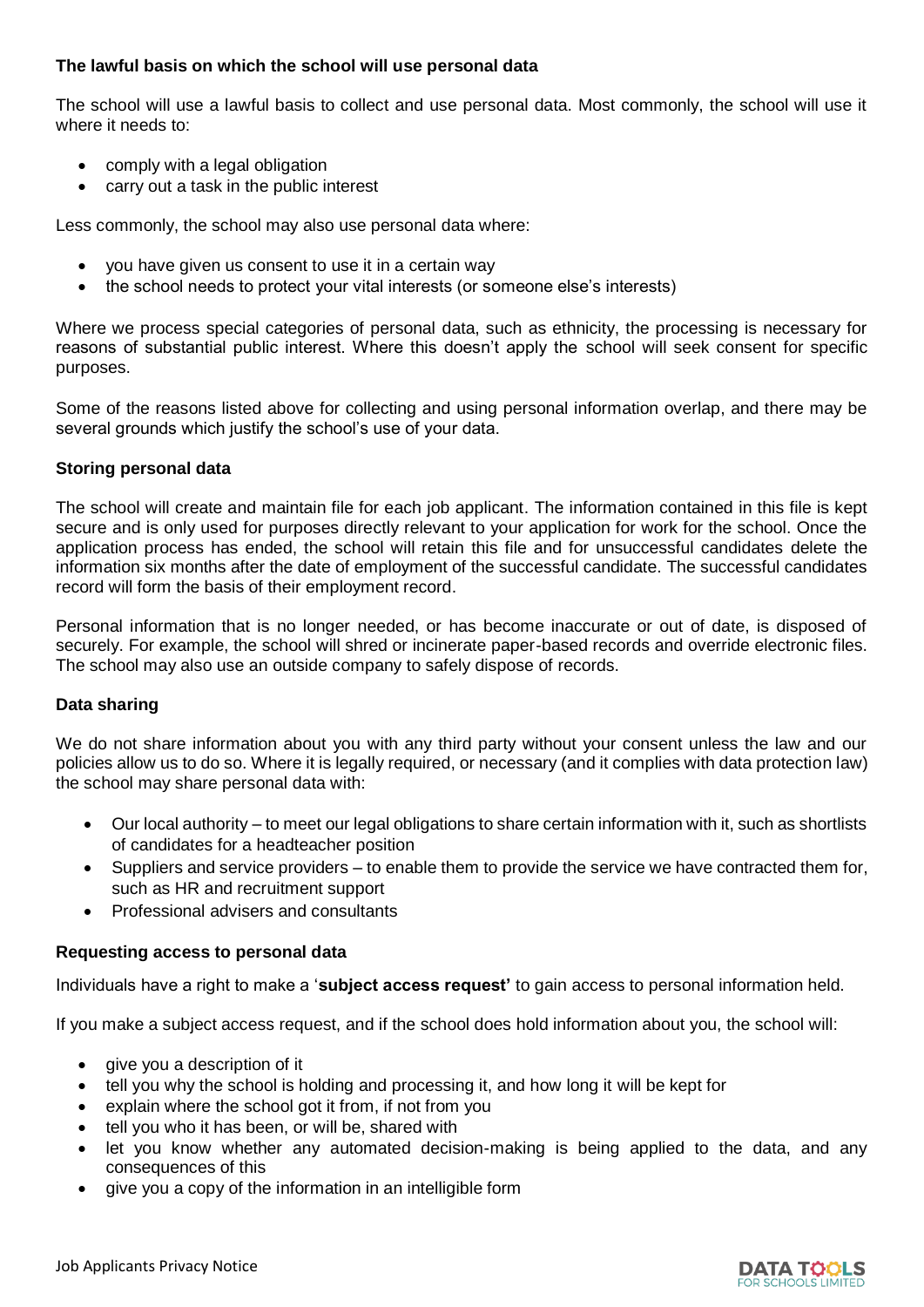**The lawful basis on which the school will use personal data**

The school will use a lawful basis to collect and use personal data. Most commonly, the school will use it where it needs to:

- comply with a legal obligation
- carry out a task in the public interest

Less commonly, the school may also use personal data where:

- you have given us consent to use it in a certain way
- the school needs to protect your vital interests (or someone else's interests)

Where we process special categories of personal data, such as ethnicity, the processing is necessary for reasons of substantial public interest. Where this doesn't apply the school will seek consent for specific purposes.

Some of the reasons listed above for collecting and using personal information overlap, and there may be several grounds which justify the school's use of your data.

**Storing personal data**

The school will create and maintain file for each job applicant. The information contained in this file is kept secure and is only used for purposes directly relevant to your application for work for the school. Once the application process has ended, the school will retain this file and for unsuccessful candidates delete the information six months after the date of employment of the successful candidate. The successful candidates record will form the basis of their employment record.

Personal information that is no longer needed, or has become inaccurate or out of date, is disposed of securely. For example, the school will shred or incinerate paper-based records and override electronic files. The school may also use an outside company to safely dispose of records.

**Data sharing**

We do not share information about you with any third party without your consent unless the law and our policies allow us to do so. Where it is legally required, or necessary (and it complies with data protection law) the school may share personal data with:

- Our local authority – to meet our legal obligations to share certain information with it, such as shortlists of candidates for a headteacher position
- Suppliers and service providers – to enable them to provide the service we have contracted them for, such as HR and recruitment support
- Professional advisers and consultants

**Requesting access to personal data**

Individuals have a right to make a '**subject access request'** to gain access to personal information held.

If you make a subject access request, and if the school does hold information about you, the school will:

- give you a description of it
- tell you why the school is holding and processing it, and how long it will be kept for
- explain where the school got it from, if not from you
- tell you who it has been, or will be, shared with
- let you know whether any automated decision-making is being applied to the data, and any consequences of this
- give you a copy of the information in an intelligible form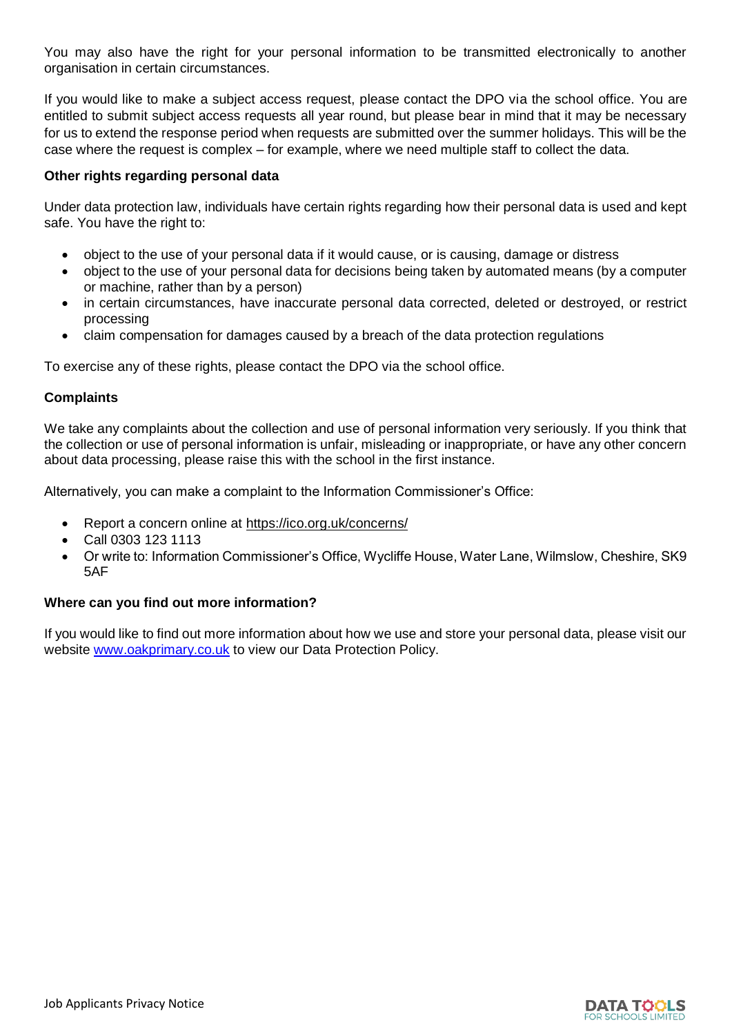You may also have the right for your personal information to be transmitted electronically to another organisation in certain circumstances.

If you would like to make a subject access request, please contact the DPO via the school office. You are entitled to submit subject access requests all year round, but please bear in mind that it may be necessary for us to extend the response period when requests are submitted over the summer holidays. This will be the case where the request is complex – for example, where we need multiple staff to collect the data.

**Other rights regarding personal data**

Under data protection law, individuals have certain rights regarding how their personal data is used and kept safe. You have the right to:

- object to the use of your personal data if it would cause, or is causing, damage or distress
- object to the use of your personal data for decisions being taken by automated means (by a computer or machine, rather than by a person)
- in certain circumstances, have inaccurate personal data corrected, deleted or destroyed, or restrict processing
- claim compensation for damages caused by a breach of the data protection regulations

To exercise any of these rights, please contact the DPO via the school office.

**Complaints**

We take any complaints about the collection and use of personal information very seriously. If you think that the collection or use of personal information is unfair, misleading or inappropriate, or have any other concern about data processing, please raise this with the school in the first instance.

Alternatively, you can make a complaint to the Information Commissioner's Office:

- Report a concern online at https://ico.org.uk/concerns/
- Call 0303 123 1113
- Or write to: Information Commissioner's Office, Wycliffe House, Water Lane, Wilmslow, Cheshire, SK9 5AF

**Where can you find out more information?**

If you would like to find out more information about how we use and store your personal data, please visit our website www.oakprimary.co.uk to view our Data Protection Policy.